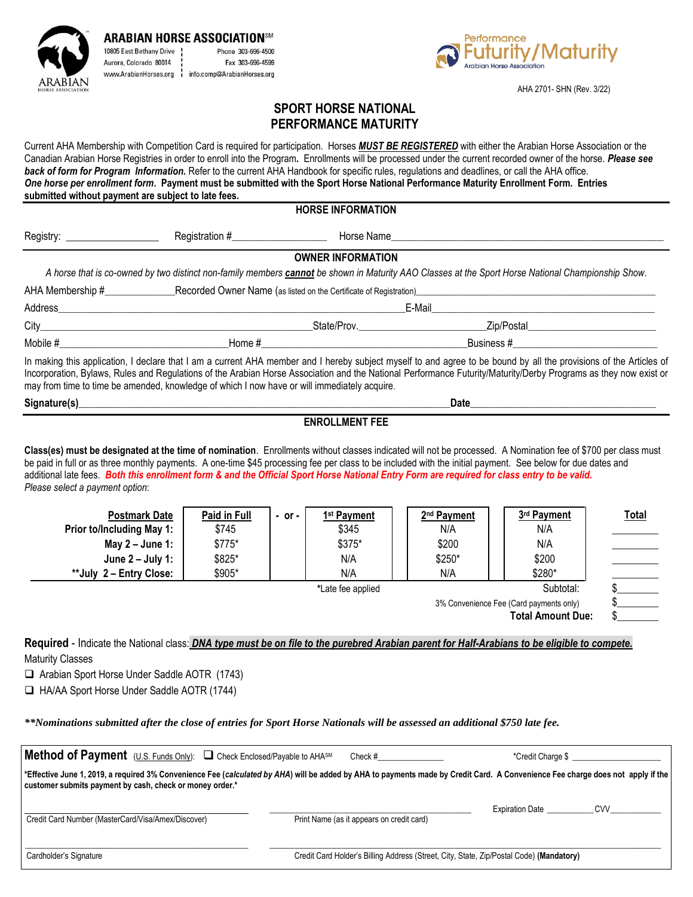**ARABIAN HORSE ASSOCIATION**℠

10805 East Bethany Drive
Aurora, Colorado 80014
www.ArabianHorses.org

Phone 303-696-4500
Fax 303-696-4599
info.comp@ArabianHorses.org

Performance Futurity/Maturity
Arabian Horse Association

AHA 2701- SHN (Rev. 3/22)

# SPORT HORSE NATIONAL PERFORMANCE MATURITY

Current AHA Membership with Competition Card is required for participation. Horses ***MUST BE REGISTERED*** with either the Arabian Horse Association or the Canadian Arabian Horse Registries in order to enroll into the Program. Enrollments will be processed under the current recorded owner of the horse. ***Please see back of form for Program Information.*** Refer to the current AHA Handbook for specific rules, regulations and deadlines, or call the AHA office. ***One horse per enrollment form*. Payment must be submitted with the Sport Horse National Performance Maturity Enrollment Form. Entries submitted without payment are subject to late fees.**

## HORSE INFORMATION

Registry: ________________ Registration #________________ Horse Name________________________________________________

## OWNER INFORMATION

*A horse that is co-owned by two distinct non-family members **cannot** be shown in Maturity AAO Classes at the Sport Horse National Championship Show.*

AHA Membership #____________ Recorded Owner Name (as listed on the Certificate of Registration)________________________________________

Address____________________________________________________________ E-Mail________________________________________

City______________________________________________ State/Prov.______________________ Zip/Postal______________________

Mobile #____________________________ Home #____________________________________ Business #________________________

In making this application, I declare that I am a current AHA member and I hereby subject myself to and agree to be bound by all the provisions of the Articles of Incorporation, Bylaws, Rules and Regulations of the Arabian Horse Association and the National Performance Futurity/Maturity/Derby Programs as they now exist or may from time to time be amended, knowledge of which I now have or will immediately acquire.

**Signature(s)**______________________________________________________________________ **Date**__________________________________

## ENROLLMENT FEE

**Class(es) must be designated at the time of nomination**. Enrollments without classes indicated will not be processed. A Nomination fee of $700 per class must be paid in full or as three monthly payments. A one-time $45 processing fee per class to be included with the initial payment. See below for due dates and additional late fees. ***Both this enrollment form & and the Official Sport Horse National Entry Form are required for class entry to be valid.***
*Please select a payment option*:

| Postmark Date | Paid in Full | - or - | 1st Payment | 2nd Payment | 3rd Payment | Total |
|---|---|---|---|---|---|---|
| Prior to/Including May 1: | $745 | | $345 | N/A | N/A | ________ |
| May 2 – June 1: | $775* | | $375* | $200 | N/A | ________ |
| June 2 – July 1: | $825* | | N/A | $250* | $200 | ________ |
| **July 2 – Entry Close: | $905* | | N/A | N/A | $280* | ________ |
| | | | *Late fee applied | | Subtotal: | $________ |
| | | | | | 3% Convenience Fee (Card payments only) | $________ |
| | | | | | **Total Amount Due:** | $________ |

**Required** - Indicate the National class: ***DNA type must be on file to the purebred Arabian parent for Half-Arabians to be eligible to compete.***

Maturity Classes

- ☐ Arabian Sport Horse Under Saddle AOTR (1743)
- ☐ HA/AA Sport Horse Under Saddle AOTR (1744)

***\*\*Nominations submitted after the close of entries for Sport Horse Nationals will be assessed an additional $750 late fee.***

**Method of Payment** (U.S. Funds Only): ☐ Check Enclosed/Payable to AHA℠ Check #______________ *Credit Charge $ ____________________

**\*Effective June 1, 2019, a required 3% Convenience Fee (*calculated by AHA*) will be added by AHA to payments made by Credit Card. A Convenience Fee charge does not apply if the customer submits payment by cash, check or money order.\***

________________________________ Credit Card Number (MasterCard/Visa/Amex/Discover)

________________________________ Print Name (as it appears on credit card)

Expiration Date __________ CVV____________

________________________________ Cardholder's Signature

________________________________ Credit Card Holder's Billing Address (Street, City, State, Zip/Postal Code) **(Mandatory)**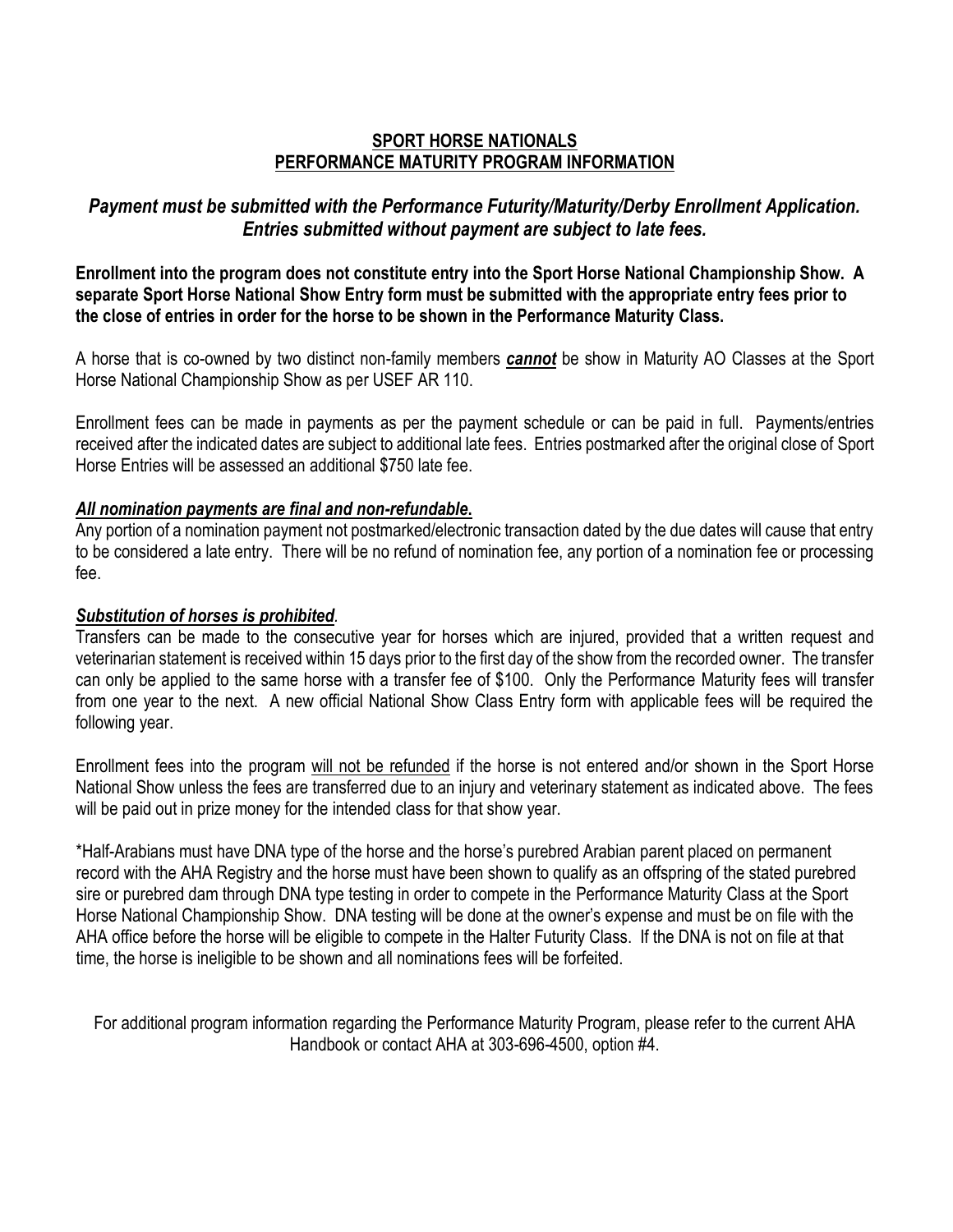## SPORT HORSE NATIONALS
## PERFORMANCE MATURITY PROGRAM INFORMATION

***Payment must be submitted with the Performance Futurity/Maturity/Derby Enrollment Application. Entries submitted without payment are subject to late fees.***

**Enrollment into the program does not constitute entry into the Sport Horse National Championship Show. A separate Sport Horse National Show Entry form must be submitted with the appropriate entry fees prior to the close of entries in order for the horse to be shown in the Performance Maturity Class.**

A horse that is co-owned by two distinct non-family members ***cannot*** be show in Maturity AO Classes at the Sport Horse National Championship Show as per USEF AR 110.

Enrollment fees can be made in payments as per the payment schedule or can be paid in full. Payments/entries received after the indicated dates are subject to additional late fees. Entries postmarked after the original close of Sport Horse Entries will be assessed an additional $750 late fee.

***All nomination payments are final and non-refundable.***

Any portion of a nomination payment not postmarked/electronic transaction dated by the due dates will cause that entry to be considered a late entry. There will be no refund of nomination fee, any portion of a nomination fee or processing fee.

***Substitution of horses is prohibited***.

Transfers can be made to the consecutive year for horses which are injured, provided that a written request and veterinarian statement is received within 15 days prior to the first day of the show from the recorded owner. The transfer can only be applied to the same horse with a transfer fee of $100. Only the Performance Maturity fees will transfer from one year to the next. A new official National Show Class Entry form with applicable fees will be required the following year.

Enrollment fees into the program will not be refunded if the horse is not entered and/or shown in the Sport Horse National Show unless the fees are transferred due to an injury and veterinary statement as indicated above. The fees will be paid out in prize money for the intended class for that show year.

*Half-Arabians must have DNA type of the horse and the horse's purebred Arabian parent placed on permanent record with the AHA Registry and the horse must have been shown to qualify as an offspring of the stated purebred sire or purebred dam through DNA type testing in order to compete in the Performance Maturity Class at the Sport Horse National Championship Show. DNA testing will be done at the owner's expense and must be on file with the AHA office before the horse will be eligible to compete in the Halter Futurity Class. If the DNA is not on file at that time, the horse is ineligible to be shown and all nominations fees will be forfeited.

For additional program information regarding the Performance Maturity Program, please refer to the current AHA Handbook or contact AHA at 303-696-4500, option #4.